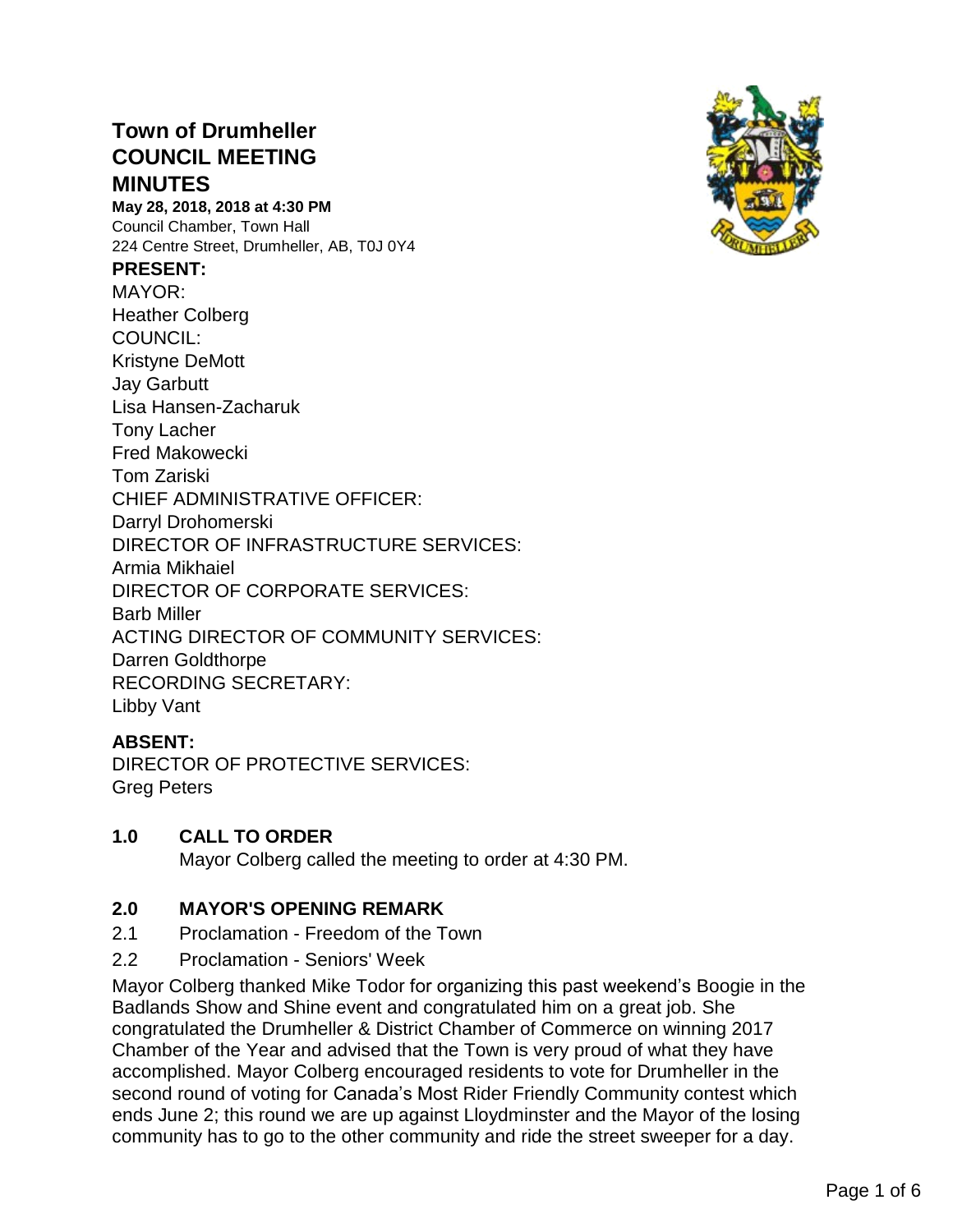# Town of Drumheller COUNCIL MEETING MINUTES

**May 28, 2018, 2018 at 4:30 PM**
Council Chamber, Town Hall
224 Centre Street, Drumheller, AB, T0J 0Y4

**PRESENT:**

MAYOR:
Heather Colberg
COUNCIL:
Kristyne DeMott
Jay Garbutt
Lisa Hansen-Zacharuk
Tony Lacher
Fred Makowecki
Tom Zariski
CHIEF ADMINISTRATIVE OFFICER:
Darryl Drohomerski
DIRECTOR OF INFRASTRUCTURE SERVICES:
Armia Mikhaiel
DIRECTOR OF CORPORATE SERVICES:
Barb Miller
ACTING DIRECTOR OF COMMUNITY SERVICES:
Darren Goldthorpe
RECORDING SECRETARY:
Libby Vant

**ABSENT:**

DIRECTOR OF PROTECTIVE SERVICES:
Greg Peters

## 1.0 CALL TO ORDER

Mayor Colberg called the meeting to order at 4:30 PM.

## 2.0 MAYOR'S OPENING REMARK

2.1 Proclamation - Freedom of the Town

2.2 Proclamation - Seniors' Week

Mayor Colberg thanked Mike Todor for organizing this past weekend's Boogie in the Badlands Show and Shine event and congratulated him on a great job. She congratulated the Drumheller & District Chamber of Commerce on winning 2017 Chamber of the Year and advised that the Town is very proud of what they have accomplished. Mayor Colberg encouraged residents to vote for Drumheller in the second round of voting for Canada's Most Rider Friendly Community contest which ends June 2; this round we are up against Lloydminster and the Mayor of the losing community has to go to the other community and ride the street sweeper for a day.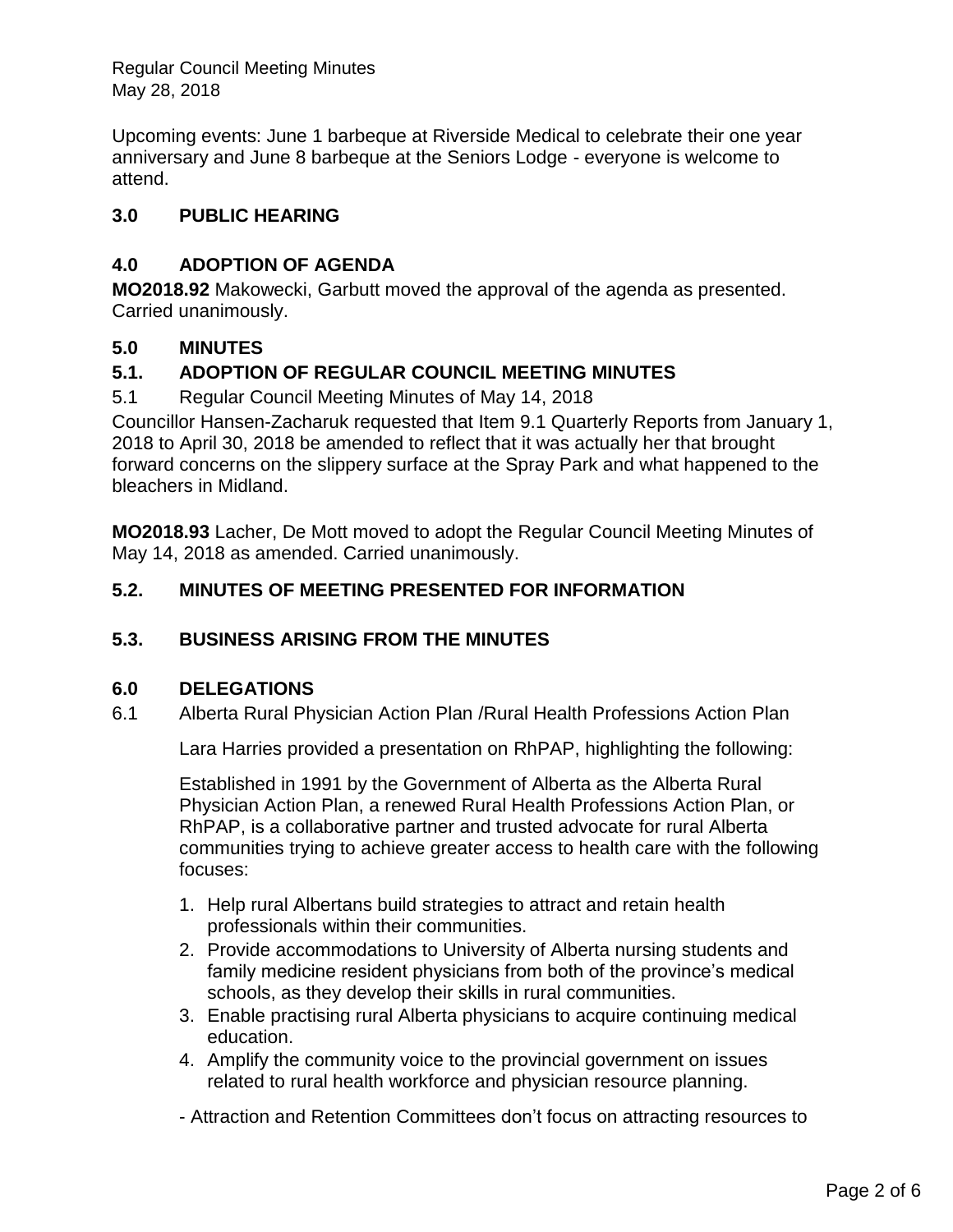Upcoming events: June 1 barbeque at Riverside Medical to celebrate their one year anniversary and June 8 barbeque at the Seniors Lodge - everyone is welcome to attend.

## 3.0 PUBLIC HEARING

## 4.0 ADOPTION OF AGENDA

**MO2018.92** Makowecki, Garbutt moved the approval of the agenda as presented. Carried unanimously.

## 5.0 MINUTES

### 5.1. ADOPTION OF REGULAR COUNCIL MEETING MINUTES

5.1 Regular Council Meeting Minutes of May 14, 2018

Councillor Hansen-Zacharuk requested that Item 9.1 Quarterly Reports from January 1, 2018 to April 30, 2018 be amended to reflect that it was actually her that brought forward concerns on the slippery surface at the Spray Park and what happened to the bleachers in Midland.

**MO2018.93** Lacher, De Mott moved to adopt the Regular Council Meeting Minutes of May 14, 2018 as amended. Carried unanimously.

### 5.2. MINUTES OF MEETING PRESENTED FOR INFORMATION

### 5.3. BUSINESS ARISING FROM THE MINUTES

## 6.0 DELEGATIONS

6.1 Alberta Rural Physician Action Plan /Rural Health Professions Action Plan

Lara Harries provided a presentation on RhPAP, highlighting the following:

Established in 1991 by the Government of Alberta as the Alberta Rural Physician Action Plan, a renewed Rural Health Professions Action Plan, or RhPAP, is a collaborative partner and trusted advocate for rural Alberta communities trying to achieve greater access to health care with the following focuses:

1. Help rural Albertans build strategies to attract and retain health professionals within their communities.
2. Provide accommodations to University of Alberta nursing students and family medicine resident physicians from both of the province's medical schools, as they develop their skills in rural communities.
3. Enable practising rural Alberta physicians to acquire continuing medical education.
4. Amplify the community voice to the provincial government on issues related to rural health workforce and physician resource planning.

- Attraction and Retention Committees don't focus on attracting resources to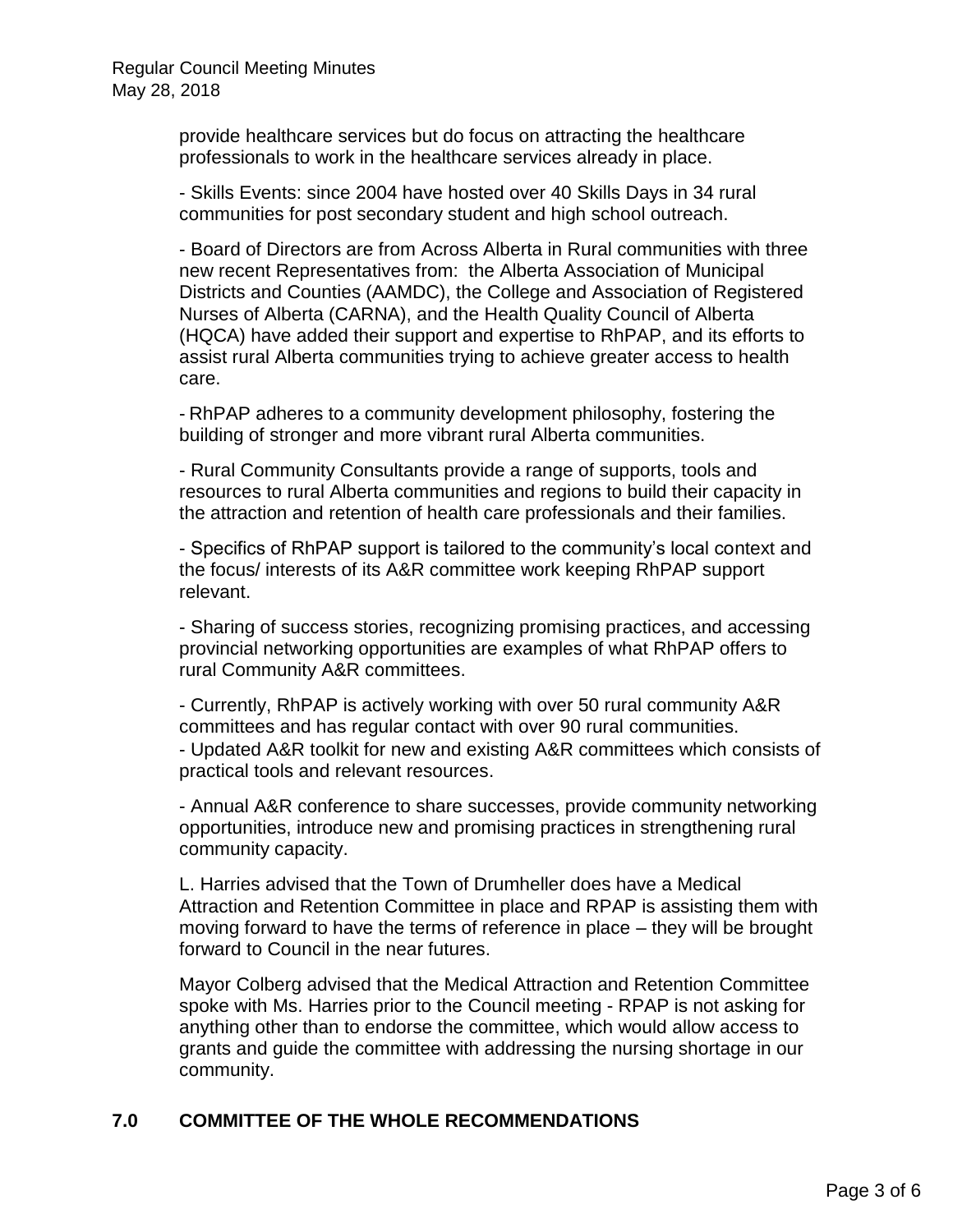provide healthcare services but do focus on attracting the healthcare professionals to work in the healthcare services already in place.

- Skills Events: since 2004 have hosted over 40 Skills Days in 34 rural communities for post secondary student and high school outreach.

- Board of Directors are from Across Alberta in Rural communities with three new recent Representatives from: the Alberta Association of Municipal Districts and Counties (AAMDC), the College and Association of Registered Nurses of Alberta (CARNA), and the Health Quality Council of Alberta (HQCA) have added their support and expertise to RhPAP, and its efforts to assist rural Alberta communities trying to achieve greater access to health care.

- RhPAP adheres to a community development philosophy, fostering the building of stronger and more vibrant rural Alberta communities.

- Rural Community Consultants provide a range of supports, tools and resources to rural Alberta communities and regions to build their capacity in the attraction and retention of health care professionals and their families.

- Specifics of RhPAP support is tailored to the community's local context and the focus/ interests of its A&R committee work keeping RhPAP support relevant.

- Sharing of success stories, recognizing promising practices, and accessing provincial networking opportunities are examples of what RhPAP offers to rural Community A&R committees.

- Currently, RhPAP is actively working with over 50 rural community A&R committees and has regular contact with over 90 rural communities.
- Updated A&R toolkit for new and existing A&R committees which consists of practical tools and relevant resources.

- Annual A&R conference to share successes, provide community networking opportunities, introduce new and promising practices in strengthening rural community capacity.

L. Harries advised that the Town of Drumheller does have a Medical Attraction and Retention Committee in place and RPAP is assisting them with moving forward to have the terms of reference in place – they will be brought forward to Council in the near futures.

Mayor Colberg advised that the Medical Attraction and Retention Committee spoke with Ms. Harries prior to the Council meeting - RPAP is not asking for anything other than to endorse the committee, which would allow access to grants and guide the committee with addressing the nursing shortage in our community.

## 7.0 COMMITTEE OF THE WHOLE RECOMMENDATIONS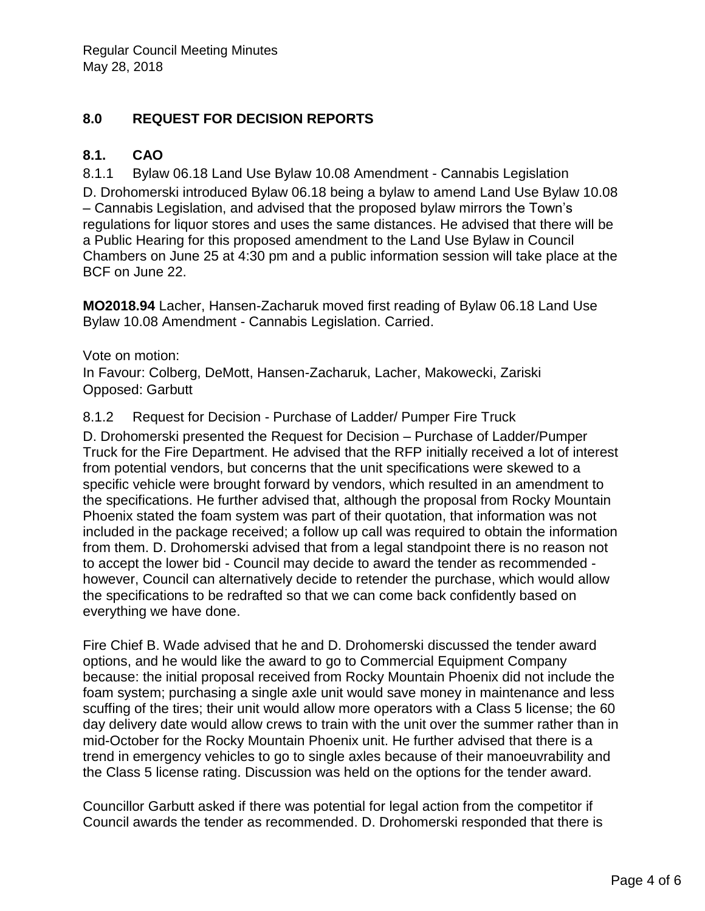## 8.0 REQUEST FOR DECISION REPORTS

### 8.1. CAO

8.1.1 Bylaw 06.18 Land Use Bylaw 10.08 Amendment - Cannabis Legislation

D. Drohomerski introduced Bylaw 06.18 being a bylaw to amend Land Use Bylaw 10.08 – Cannabis Legislation, and advised that the proposed bylaw mirrors the Town's regulations for liquor stores and uses the same distances. He advised that there will be a Public Hearing for this proposed amendment to the Land Use Bylaw in Council Chambers on June 25 at 4:30 pm and a public information session will take place at the BCF on June 22.

**MO2018.94** Lacher, Hansen-Zacharuk moved first reading of Bylaw 06.18 Land Use Bylaw 10.08 Amendment - Cannabis Legislation. Carried.

Vote on motion:
In Favour: Colberg, DeMott, Hansen-Zacharuk, Lacher, Makowecki, Zariski
Opposed: Garbutt

8.1.2 Request for Decision - Purchase of Ladder/ Pumper Fire Truck

D. Drohomerski presented the Request for Decision – Purchase of Ladder/Pumper Truck for the Fire Department. He advised that the RFP initially received a lot of interest from potential vendors, but concerns that the unit specifications were skewed to a specific vehicle were brought forward by vendors, which resulted in an amendment to the specifications. He further advised that, although the proposal from Rocky Mountain Phoenix stated the foam system was part of their quotation, that information was not included in the package received; a follow up call was required to obtain the information from them. D. Drohomerski advised that from a legal standpoint there is no reason not to accept the lower bid - Council may decide to award the tender as recommended - however, Council can alternatively decide to retender the purchase, which would allow the specifications to be redrafted so that we can come back confidently based on everything we have done.

Fire Chief B. Wade advised that he and D. Drohomerski discussed the tender award options, and he would like the award to go to Commercial Equipment Company because: the initial proposal received from Rocky Mountain Phoenix did not include the foam system; purchasing a single axle unit would save money in maintenance and less scuffing of the tires; their unit would allow more operators with a Class 5 license; the 60 day delivery date would allow crews to train with the unit over the summer rather than in mid-October for the Rocky Mountain Phoenix unit. He further advised that there is a trend in emergency vehicles to go to single axles because of their manoeuvrability and the Class 5 license rating. Discussion was held on the options for the tender award.

Councillor Garbutt asked if there was potential for legal action from the competitor if Council awards the tender as recommended. D. Drohomerski responded that there is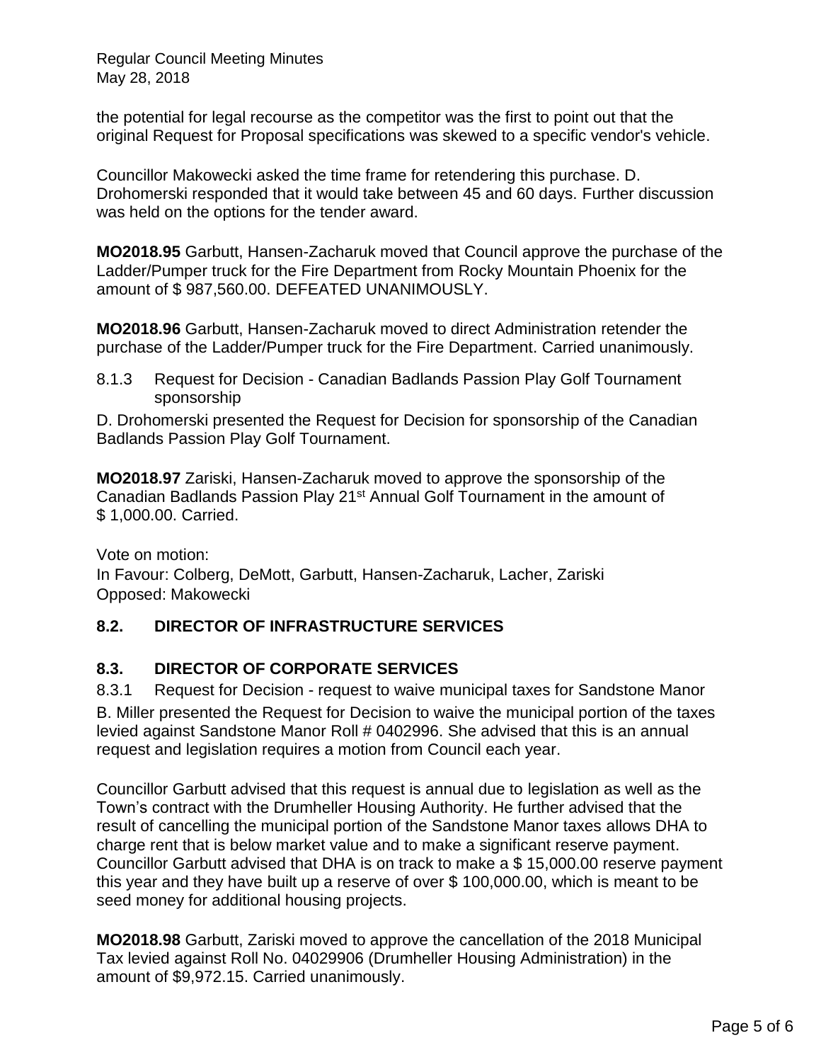the potential for legal recourse as the competitor was the first to point out that the original Request for Proposal specifications was skewed to a specific vendor's vehicle.

Councillor Makowecki asked the time frame for retendering this purchase. D. Drohomerski responded that it would take between 45 and 60 days. Further discussion was held on the options for the tender award.

**MO2018.95** Garbutt, Hansen-Zacharuk moved that Council approve the purchase of the Ladder/Pumper truck for the Fire Department from Rocky Mountain Phoenix for the amount of $ 987,560.00. DEFEATED UNANIMOUSLY.

**MO2018.96** Garbutt, Hansen-Zacharuk moved to direct Administration retender the purchase of the Ladder/Pumper truck for the Fire Department. Carried unanimously.

8.1.3 Request for Decision - Canadian Badlands Passion Play Golf Tournament sponsorship

D. Drohomerski presented the Request for Decision for sponsorship of the Canadian Badlands Passion Play Golf Tournament.

**MO2018.97** Zariski, Hansen-Zacharuk moved to approve the sponsorship of the Canadian Badlands Passion Play 21st Annual Golf Tournament in the amount of $ 1,000.00. Carried.

Vote on motion:
In Favour: Colberg, DeMott, Garbutt, Hansen-Zacharuk, Lacher, Zariski
Opposed: Makowecki

## 8.2. DIRECTOR OF INFRASTRUCTURE SERVICES

## 8.3. DIRECTOR OF CORPORATE SERVICES

8.3.1 Request for Decision - request to waive municipal taxes for Sandstone Manor

B. Miller presented the Request for Decision to waive the municipal portion of the taxes levied against Sandstone Manor Roll # 0402996. She advised that this is an annual request and legislation requires a motion from Council each year.

Councillor Garbutt advised that this request is annual due to legislation as well as the Town's contract with the Drumheller Housing Authority. He further advised that the result of cancelling the municipal portion of the Sandstone Manor taxes allows DHA to charge rent that is below market value and to make a significant reserve payment. Councillor Garbutt advised that DHA is on track to make a $ 15,000.00 reserve payment this year and they have built up a reserve of over $ 100,000.00, which is meant to be seed money for additional housing projects.

**MO2018.98** Garbutt, Zariski moved to approve the cancellation of the 2018 Municipal Tax levied against Roll No. 04029906 (Drumheller Housing Administration) in the amount of $9,972.15. Carried unanimously.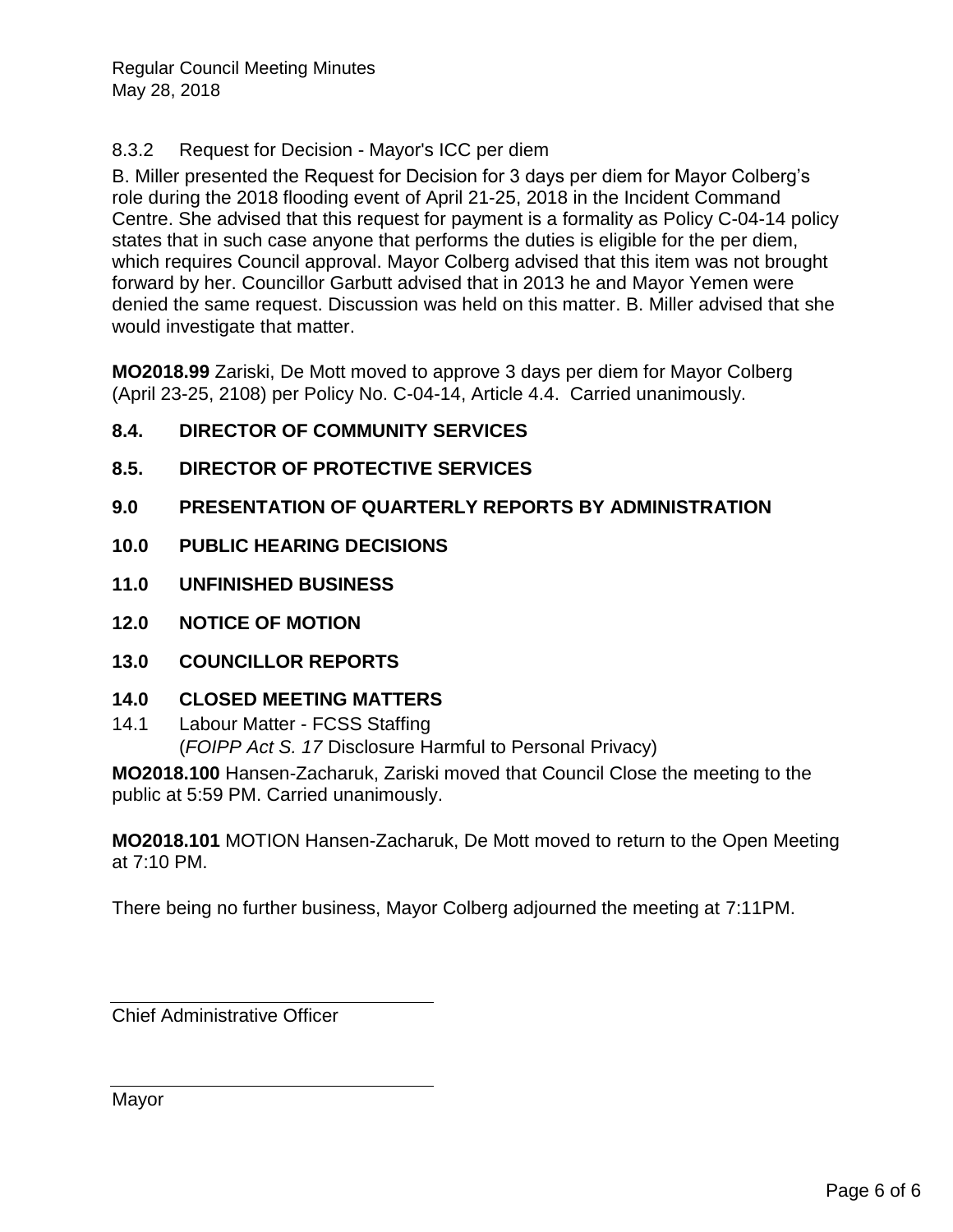### 8.3.2 Request for Decision - Mayor's ICC per diem

B. Miller presented the Request for Decision for 3 days per diem for Mayor Colberg's role during the 2018 flooding event of April 21-25, 2018 in the Incident Command Centre. She advised that this request for payment is a formality as Policy C-04-14 policy states that in such case anyone that performs the duties is eligible for the per diem, which requires Council approval. Mayor Colberg advised that this item was not brought forward by her. Councillor Garbutt advised that in 2013 he and Mayor Yemen were denied the same request. Discussion was held on this matter. B. Miller advised that she would investigate that matter.

**MO2018.99** Zariski, De Mott moved to approve 3 days per diem for Mayor Colberg (April 23-25, 2108) per Policy No. C-04-14, Article 4.4. Carried unanimously.

## 8.4. DIRECTOR OF COMMUNITY SERVICES

## 8.5. DIRECTOR OF PROTECTIVE SERVICES

## 9.0 PRESENTATION OF QUARTERLY REPORTS BY ADMINISTRATION

## 10.0 PUBLIC HEARING DECISIONS

## 11.0 UNFINISHED BUSINESS

## 12.0 NOTICE OF MOTION

## 13.0 COUNCILLOR REPORTS

## 14.0 CLOSED MEETING MATTERS

14.1 Labour Matter - FCSS Staffing
(*FOIPP Act S. 17* Disclosure Harmful to Personal Privacy)

**MO2018.100** Hansen-Zacharuk, Zariski moved that Council Close the meeting to the public at 5:59 PM. Carried unanimously.

**MO2018.101** MOTION Hansen-Zacharuk, De Mott moved to return to the Open Meeting at 7:10 PM.

There being no further business, Mayor Colberg adjourned the meeting at 7:11PM.

\_\_\_\_\_\_\_\_\_\_\_\_\_\_\_\_\_\_\_\_\_\_\_\_\_\_\_\_\_\_\_\_
Chief Administrative Officer

\_\_\_\_\_\_\_\_\_\_\_\_\_\_\_\_\_\_\_\_\_\_\_\_\_\_\_\_\_\_\_\_
Mayor